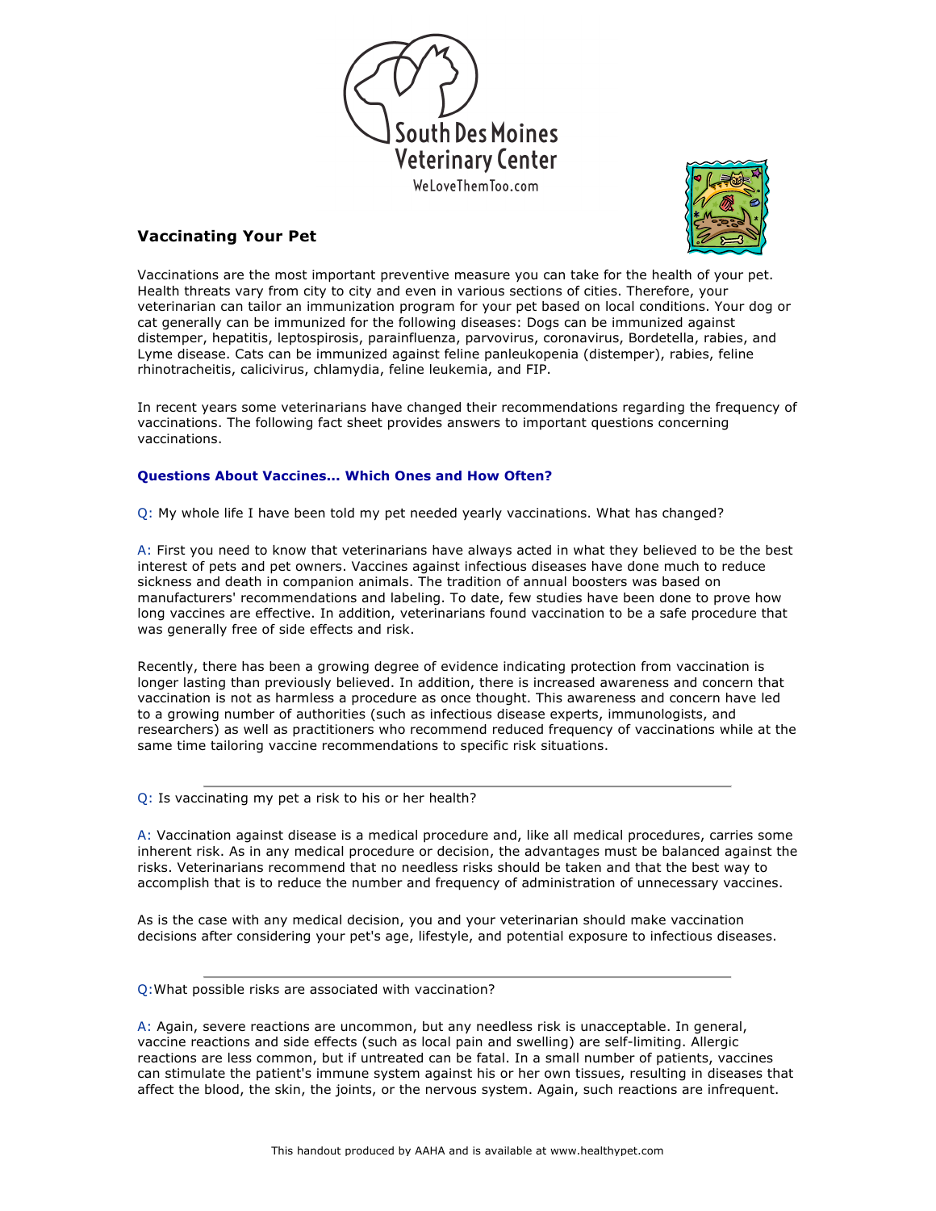South Des Moines Veterinary Center

WeLoveThemToo.com

## Vaccinating Your Pet

Vaccinations are the most important preventive measure you can take for the health of your pet. Health threats vary from city to city and even in various sections of cities. Therefore, your veterinarian can tailor an immunization program for your pet based on local conditions. Your dog or cat generally can be immunized for the following diseases: Dogs can be immunized against distemper, hepatitis, leptospirosis, parainfluenza, parvovirus, coronavirus, Bordetella, rabies, and Lyme disease. Cats can be immunized against feline panleukopenia (distemper), rabies, feline rhinotracheitis, calicivirus, chlamydia, feline leukemia, and FIP.

In recent years some veterinarians have changed their recommendations regarding the frequency of vaccinations. The following fact sheet provides answers to important questions concerning vaccinations.

### Questions About Vaccines... Which Ones and How Often?

Q: My whole life I have been told my pet needed yearly vaccinations. What has changed?

A: First you need to know that veterinarians have always acted in what they believed to be the best interest of pets and pet owners. Vaccines against infectious diseases have done much to reduce sickness and death in companion animals. The tradition of annual boosters was based on manufacturers' recommendations and labeling. To date, few studies have been done to prove how long vaccines are effective. In addition, veterinarians found vaccination to be a safe procedure that was generally free of side effects and risk.

Recently, there has been a growing degree of evidence indicating protection from vaccination is longer lasting than previously believed. In addition, there is increased awareness and concern that vaccination is not as harmless a procedure as once thought. This awareness and concern have led to a growing number of authorities (such as infectious disease experts, immunologists, and researchers) as well as practitioners who recommend reduced frequency of vaccinations while at the same time tailoring vaccine recommendations to specific risk situations.

---

Q: Is vaccinating my pet a risk to his or her health?

A: Vaccination against disease is a medical procedure and, like all medical procedures, carries some inherent risk. As in any medical procedure or decision, the advantages must be balanced against the risks. Veterinarians recommend that no needless risks should be taken and that the best way to accomplish that is to reduce the number and frequency of administration of unnecessary vaccines.

As is the case with any medical decision, you and your veterinarian should make vaccination decisions after considering your pet's age, lifestyle, and potential exposure to infectious diseases.

---

Q: What possible risks are associated with vaccination?

A: Again, severe reactions are uncommon, but any needless risk is unacceptable. In general, vaccine reactions and side effects (such as local pain and swelling) are self-limiting. Allergic reactions are less common, but if untreated can be fatal. In a small number of patients, vaccines can stimulate the patient's immune system against his or her own tissues, resulting in diseases that affect the blood, the skin, the joints, or the nervous system. Again, such reactions are infrequent.

This handout produced by AAHA and is available at www.healthypet.com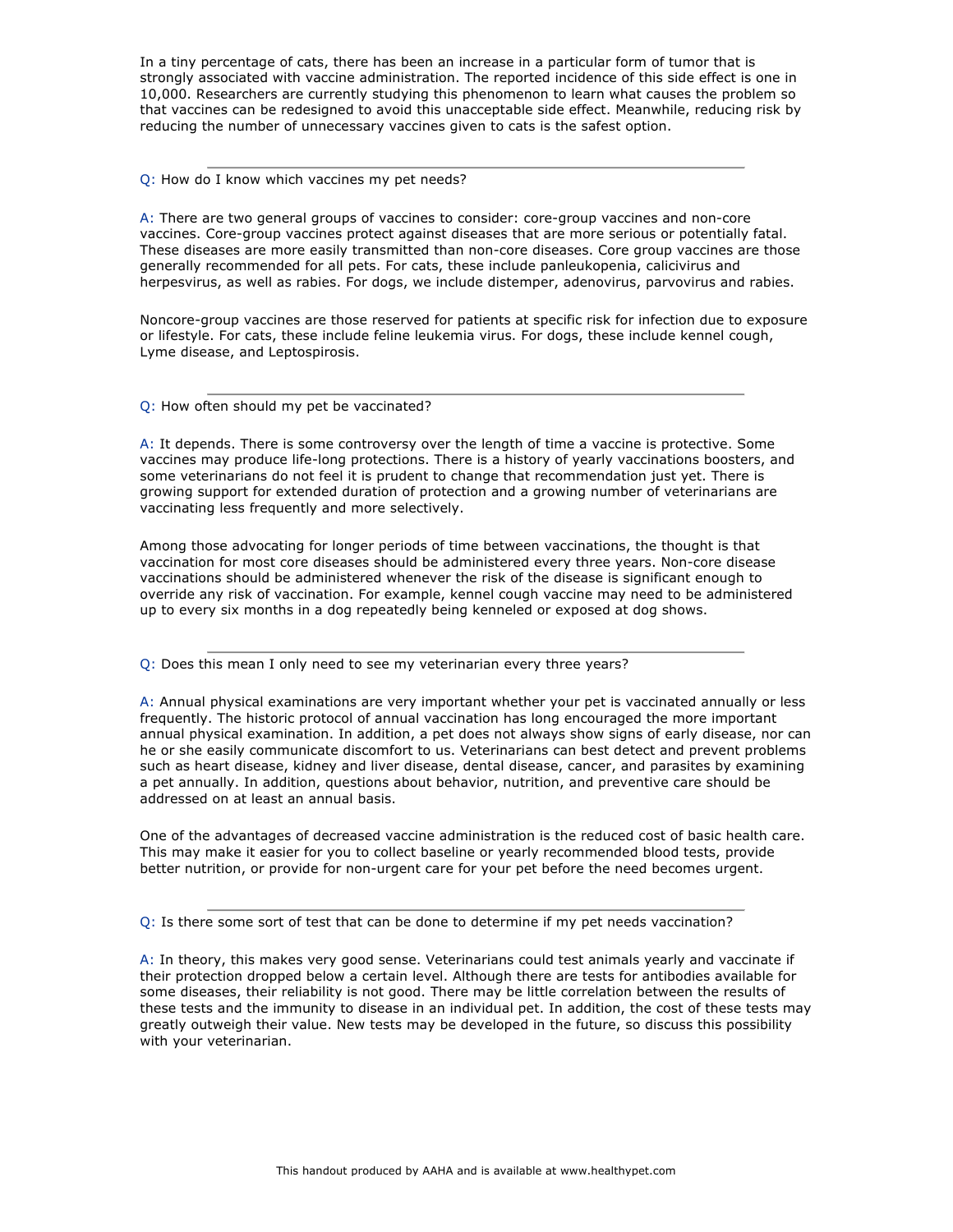In a tiny percentage of cats, there has been an increase in a particular form of tumor that is strongly associated with vaccine administration. The reported incidence of this side effect is one in 10,000. Researchers are currently studying this phenomenon to learn what causes the problem so that vaccines can be redesigned to avoid this unacceptable side effect. Meanwhile, reducing risk by reducing the number of unnecessary vaccines given to cats is the safest option.

---

Q: How do I know which vaccines my pet needs?

A: There are two general groups of vaccines to consider: core-group vaccines and non-core vaccines. Core-group vaccines protect against diseases that are more serious or potentially fatal. These diseases are more easily transmitted than non-core diseases. Core group vaccines are those generally recommended for all pets. For cats, these include panleukopenia, calicivirus and herpesvirus, as well as rabies. For dogs, we include distemper, adenovirus, parvovirus and rabies.

Noncore-group vaccines are those reserved for patients at specific risk for infection due to exposure or lifestyle. For cats, these include feline leukemia virus. For dogs, these include kennel cough, Lyme disease, and Leptospirosis.

---

Q: How often should my pet be vaccinated?

A: It depends. There is some controversy over the length of time a vaccine is protective. Some vaccines may produce life-long protections. There is a history of yearly vaccinations boosters, and some veterinarians do not feel it is prudent to change that recommendation just yet. There is growing support for extended duration of protection and a growing number of veterinarians are vaccinating less frequently and more selectively.

Among those advocating for longer periods of time between vaccinations, the thought is that vaccination for most core diseases should be administered every three years. Non-core disease vaccinations should be administered whenever the risk of the disease is significant enough to override any risk of vaccination. For example, kennel cough vaccine may need to be administered up to every six months in a dog repeatedly being kenneled or exposed at dog shows.

---

Q: Does this mean I only need to see my veterinarian every three years?

A: Annual physical examinations are very important whether your pet is vaccinated annually or less frequently. The historic protocol of annual vaccination has long encouraged the more important annual physical examination. In addition, a pet does not always show signs of early disease, nor can he or she easily communicate discomfort to us. Veterinarians can best detect and prevent problems such as heart disease, kidney and liver disease, dental disease, cancer, and parasites by examining a pet annually. In addition, questions about behavior, nutrition, and preventive care should be addressed on at least an annual basis.

One of the advantages of decreased vaccine administration is the reduced cost of basic health care. This may make it easier for you to collect baseline or yearly recommended blood tests, provide better nutrition, or provide for non-urgent care for your pet before the need becomes urgent.

---

Q: Is there some sort of test that can be done to determine if my pet needs vaccination?

A: In theory, this makes very good sense. Veterinarians could test animals yearly and vaccinate if their protection dropped below a certain level. Although there are tests for antibodies available for some diseases, their reliability is not good. There may be little correlation between the results of these tests and the immunity to disease in an individual pet. In addition, the cost of these tests may greatly outweigh their value. New tests may be developed in the future, so discuss this possibility with your veterinarian.

This handout produced by AAHA and is available at www.healthypet.com